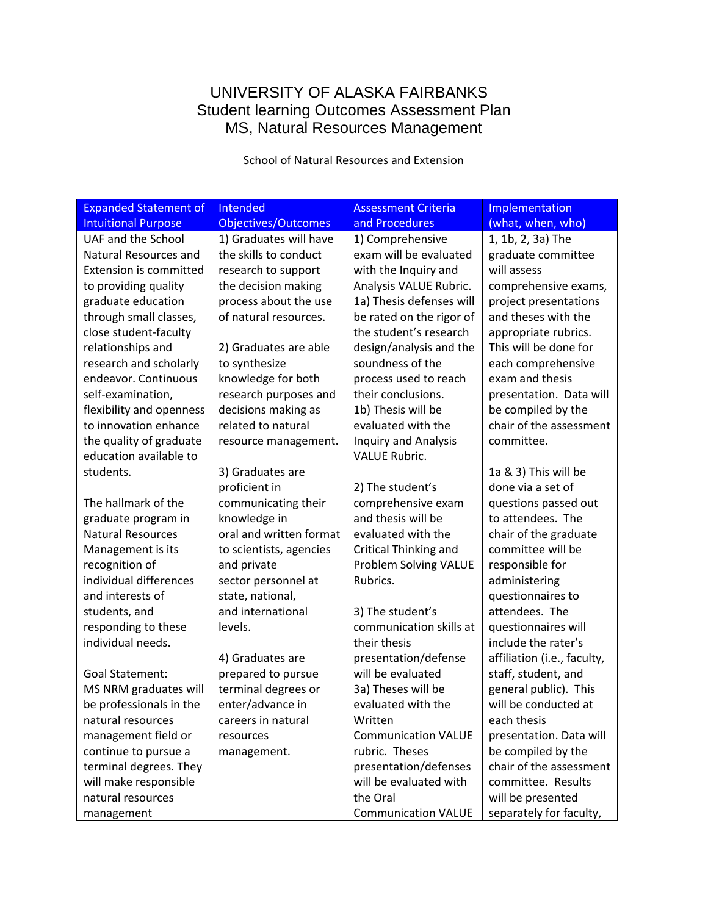# UNIVERSITY OF ALASKA FAIRBANKS
## Student learning Outcomes Assessment Plan
## MS, Natural Resources Management

School of Natural Resources and Extension

| Expanded Statement of Intuitional Purpose | Intended Objectives/Outcomes | Assessment Criteria and Procedures | Implementation (what, when, who) |
|---|---|---|---|
| UAF and the School Natural Resources and Extension is committed to providing quality graduate education through small classes, close student-faculty relationships and research and scholarly endeavor. Continuous self-examination, flexibility and openness to innovation enhance the quality of graduate education available to students.<br><br>The hallmark of the graduate program in Natural Resources Management is its recognition of individual differences and interests of students, and responding to these individual needs.<br><br>Goal Statement:<br>MS NRM graduates will be professionals in the natural resources management field or continue to pursue a terminal degrees. They will make responsible natural resources management | 1) Graduates will have the skills to conduct research to support the decision making process about the use of natural resources.<br><br>2) Graduates are able to synthesize knowledge for both research purposes and decisions making as related to natural resource management.<br><br>3) Graduates are proficient in communicating their knowledge in oral and written format to scientists, agencies and private sector personnel at state, national, and international levels.<br><br>4) Graduates are prepared to pursue terminal degrees or enter/advance in careers in natural resources management. | 1) Comprehensive exam will be evaluated with the Inquiry and Analysis VALUE Rubric.<br>1a) Thesis defenses will be rated on the rigor of the student's research design/analysis and the soundness of the process used to reach their conclusions.<br>1b) Thesis will be evaluated with the Inquiry and Analysis VALUE Rubric.<br><br>2) The student's comprehensive exam and thesis will be evaluated with the Critical Thinking and Problem Solving VALUE Rubrics.<br><br>3) The student's communication skills at their thesis presentation/defense will be evaluated<br>3a) Theses will be evaluated with the Written Communication VALUE rubric. Theses presentation/defenses will be evaluated with the Oral Communication VALUE | 1, 1b, 2, 3a) The graduate committee will assess comprehensive exams, project presentations and theses with the appropriate rubrics. This will be done for each comprehensive exam and thesis presentation. Data will be compiled by the chair of the assessment committee.<br><br>1a & 3) This will be done via a set of questions passed out to attendees. The chair of the graduate committee will be responsible for administering questionnaires to attendees. The questionnaires will include the rater's affiliation (i.e., faculty, staff, student, and general public). This will be conducted at each thesis presentation. Data will be compiled by the chair of the assessment committee. Results will be presented separately for faculty, |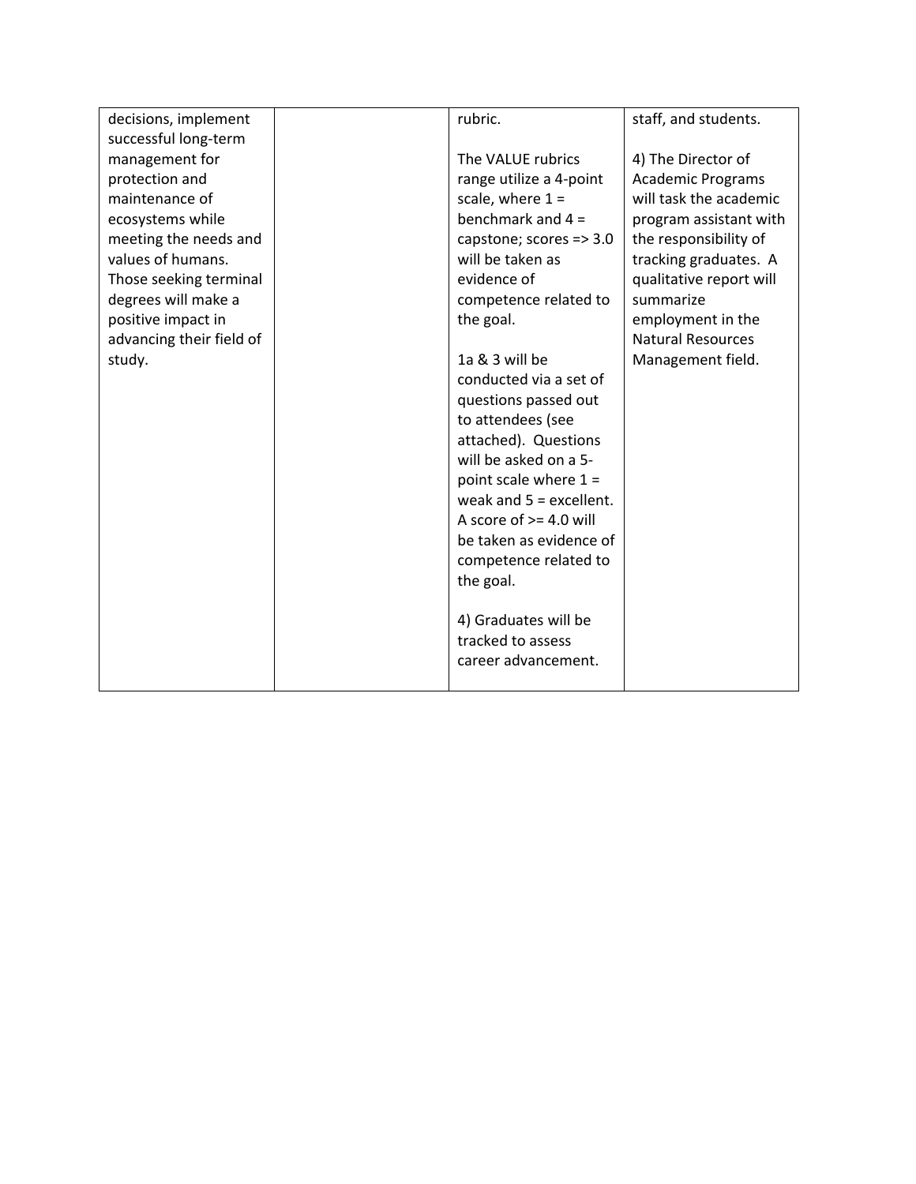| | | | |
|---|---|---|---|
| decisions, implement successful long-term management for protection and maintenance of ecosystems while meeting the needs and values of humans. Those seeking terminal degrees will make a positive impact in advancing their field of study. | | rubric.<br><br>The VALUE rubrics range utilize a 4-point scale, where 1 = benchmark and 4 = capstone; scores => 3.0 will be taken as evidence of competence related to the goal.<br><br>1a & 3 will be conducted via a set of questions passed out to attendees (see attached). Questions will be asked on a 5-point scale where 1 = weak and 5 = excellent. A score of >= 4.0 will be taken as evidence of competence related to the goal.<br><br>4) Graduates will be tracked to assess career advancement. | staff, and students.<br><br>4) The Director of Academic Programs will task the academic program assistant with the responsibility of tracking graduates. A qualitative report will summarize employment in the Natural Resources Management field. |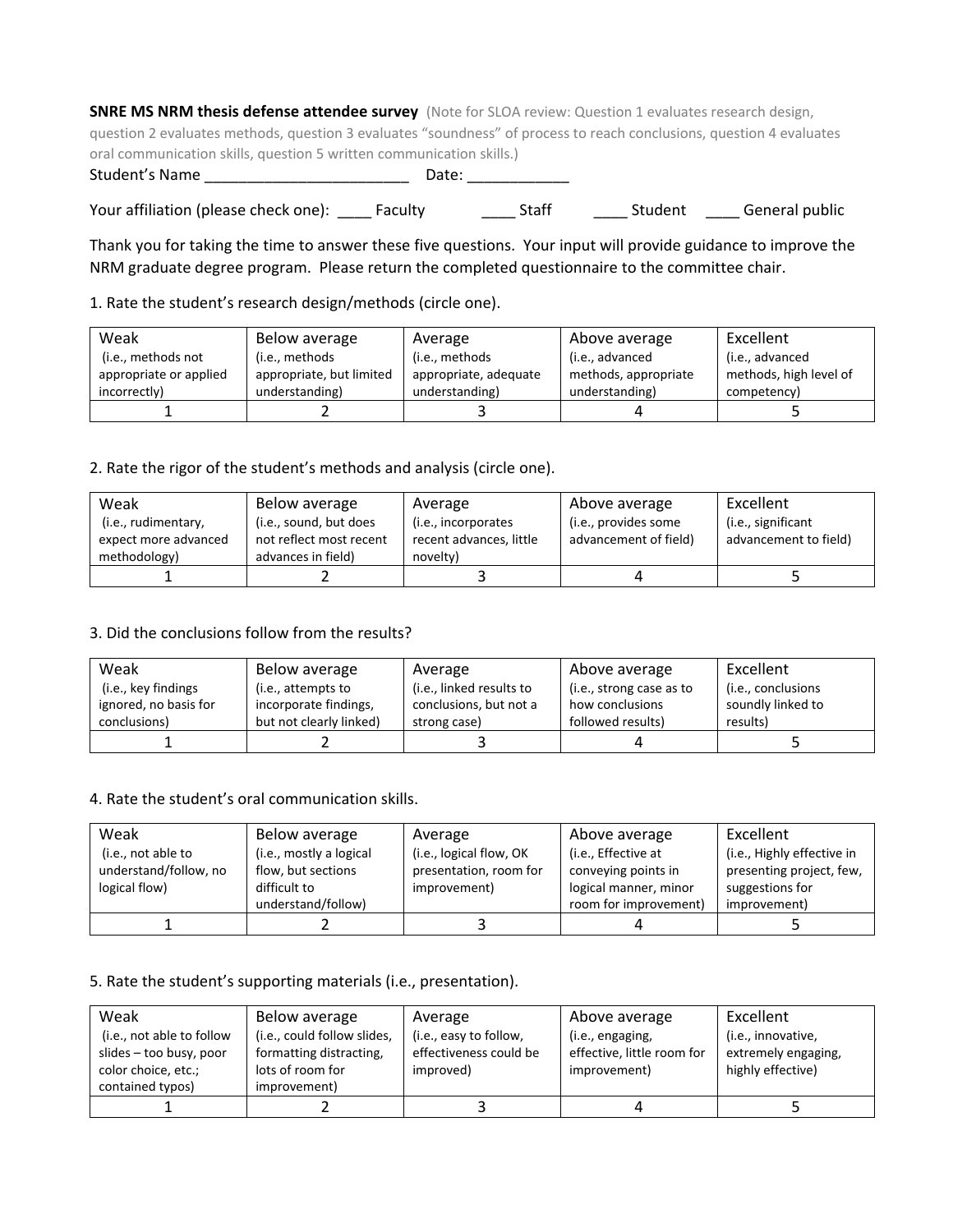**SNRE MS NRM thesis defense attendee survey** (Note for SLOA review: Question 1 evaluates research design, question 2 evaluates methods, question 3 evaluates "soundness" of process to reach conclusions, question 4 evaluates oral communication skills, question 5 written communication skills.)

Student's Name ________________________ Date: ___________

Your affiliation (please check one): ____ Faculty ____ Staff ____ Student ____ General public

Thank you for taking the time to answer these five questions. Your input will provide guidance to improve the NRM graduate degree program. Please return the completed questionnaire to the committee chair.

1. Rate the student's research design/methods (circle one).

| Weak (i.e., methods not appropriate or applied incorrectly) | Below average (i.e., methods appropriate, but limited understanding) | Average (i.e., methods appropriate, adequate understanding) | Above average (i.e., advanced methods, appropriate understanding) | Excellent (i.e., advanced methods, high level of competency) |
|---|---|---|---|---|
| 1 | 2 | 3 | 4 | 5 |

2. Rate the rigor of the student's methods and analysis (circle one).

| Weak (i.e., rudimentary, expect more advanced methodology) | Below average (i.e., sound, but does not reflect most recent advances in field) | Average (i.e., incorporates recent advances, little novelty) | Above average (i.e., provides some advancement of field) | Excellent (i.e., significant advancement to field) |
|---|---|---|---|---|
| 1 | 2 | 3 | 4 | 5 |

3. Did the conclusions follow from the results?

| Weak (i.e., key findings ignored, no basis for conclusions) | Below average (i.e., attempts to incorporate findings, but not clearly linked) | Average (i.e., linked results to conclusions, but not a strong case) | Above average (i.e., strong case as to how conclusions followed results) | Excellent (i.e., conclusions soundly linked to results) |
|---|---|---|---|---|
| 1 | 2 | 3 | 4 | 5 |

4. Rate the student's oral communication skills.

| Weak (i.e., not able to understand/follow, no logical flow) | Below average (i.e., mostly a logical flow, but sections difficult to understand/follow) | Average (i.e., logical flow, OK presentation, room for improvement) | Above average (i.e., Effective at conveying points in logical manner, minor room for improvement) | Excellent (i.e., Highly effective in presenting project, few, suggestions for improvement) |
|---|---|---|---|---|
| 1 | 2 | 3 | 4 | 5 |

5. Rate the student's supporting materials (i.e., presentation).

| Weak (i.e., not able to follow slides – too busy, poor color choice, etc.; contained typos) | Below average (i.e., could follow slides, formatting distracting, lots of room for improvement) | Average (i.e., easy to follow, effectiveness could be improved) | Above average (i.e., engaging, effective, little room for improvement) | Excellent (i.e., innovative, extremely engaging, highly effective) |
|---|---|---|---|---|
| 1 | 2 | 3 | 4 | 5 |